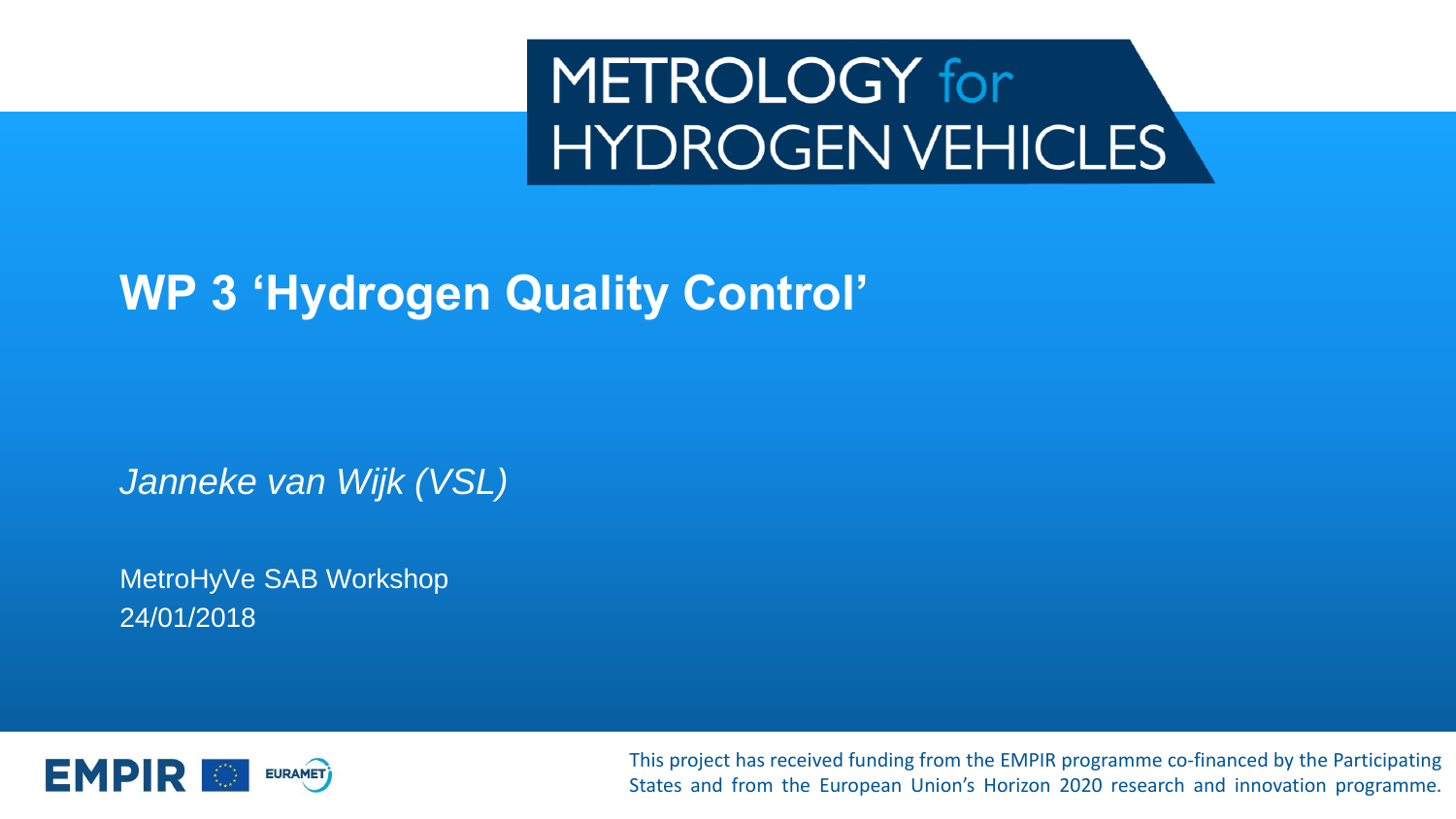# METROLOGY for HYDROGEN VEHICLES

## WP 3 ‘Hydrogen Quality Control’

*Janneke van Wijk (VSL)*

MetroHyVe SAB Workshop
24/01/2018

EMPIR EURAMET

This project has received funding from the EMPIR programme co-financed by the Participating States and from the European Union’s Horizon 2020 research and innovation programme.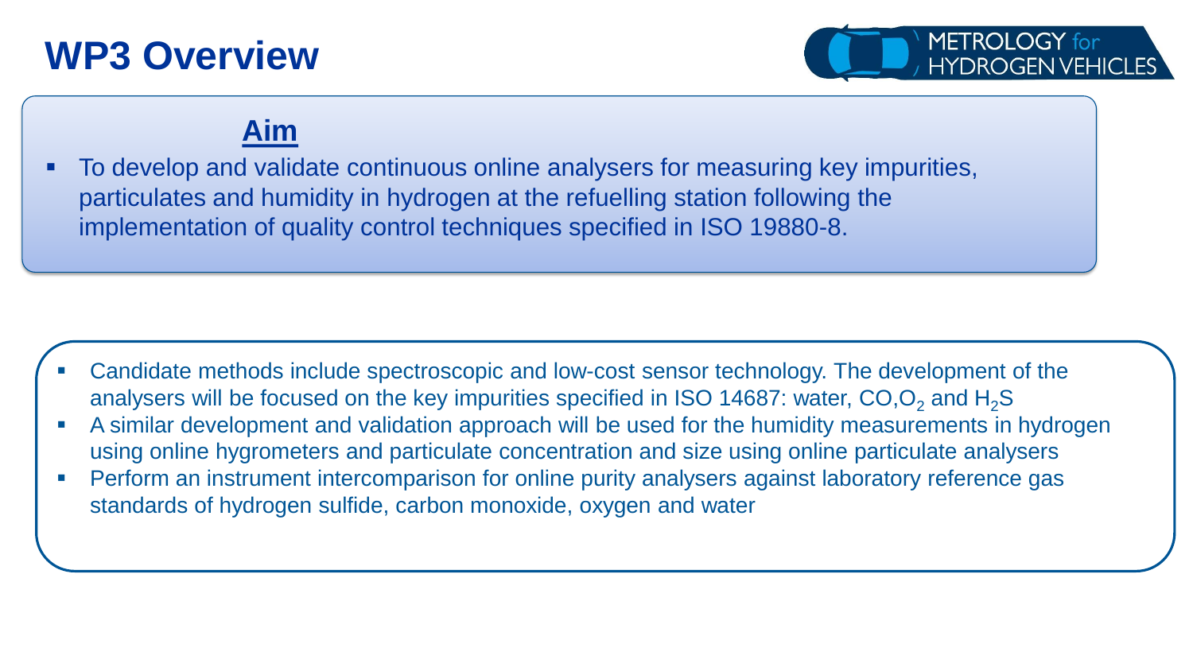# WP3 Overview

METROLOGY for HYDROGEN VEHICLES

## Aim

- To develop and validate continuous online analysers for measuring key impurities, particulates and humidity in hydrogen at the refuelling station following the implementation of quality control techniques specified in ISO 19880-8.

- Candidate methods include spectroscopic and low-cost sensor technology. The development of the analysers will be focused on the key impurities specified in ISO 14687: water, CO,$O_2$ and $H_2S$
- A similar development and validation approach will be used for the humidity measurements in hydrogen using online hygrometers and particulate concentration and size using online particulate analysers
- Perform an instrument intercomparison for online purity analysers against laboratory reference gas standards of hydrogen sulfide, carbon monoxide, oxygen and water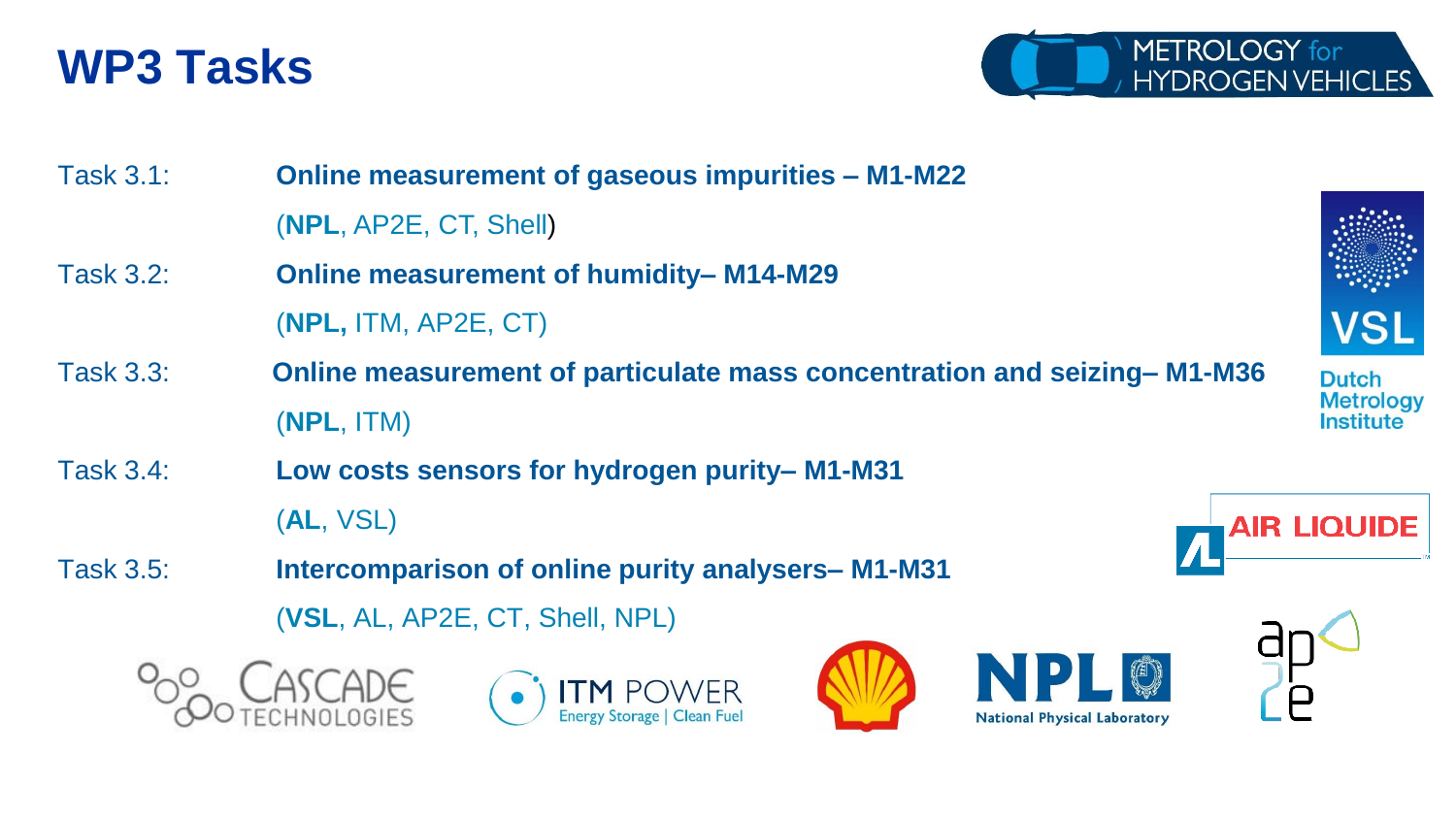# WP3 Tasks

Task 3.1: **Online measurement of gaseous impurities – M1-M22**

(**NPL**, AP2E, CT, Shell)

Task 3.2: **Online measurement of humidity– M14-M29**

(**NPL,** ITM, AP2E, CT)

Task 3.3: **Online measurement of particulate mass concentration and seizing– M1-M36**

(**NPL**, ITM)

Task 3.4: **Low costs sensors for hydrogen purity– M1-M31**

(**AL**, VSL)

Task 3.5: **Intercomparison of online purity analysers– M1-M31**

(**VSL**, AL, AP2E, CT, Shell, NPL)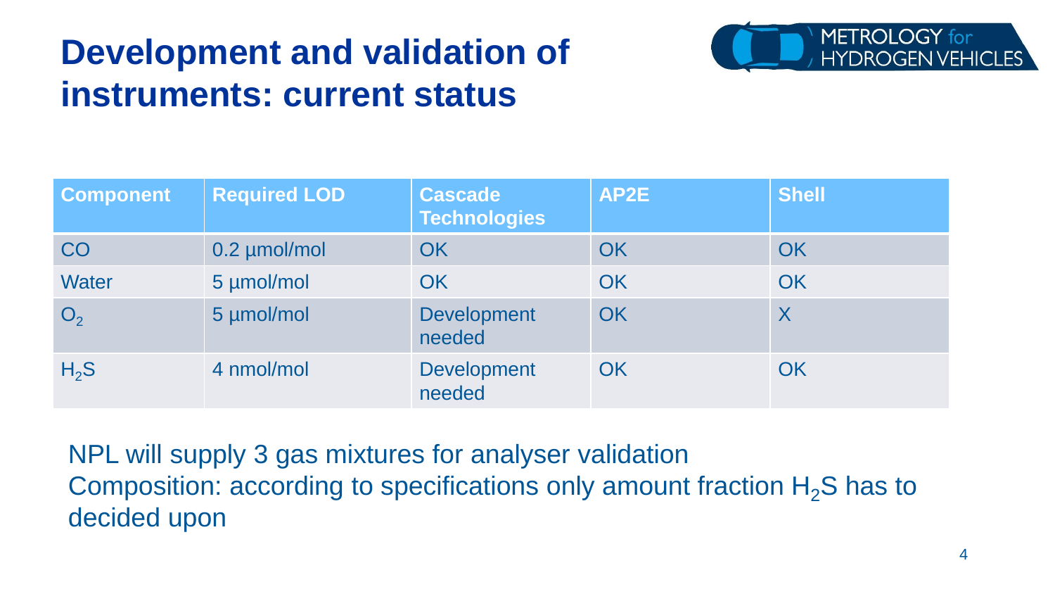# Development and validation of instruments: current status

| Component | Required LOD | Cascade Technologies | AP2E | Shell |
|---|---|---|---|---|
| CO | 0.2 µmol/mol | OK | OK | OK |
| Water | 5 µmol/mol | OK | OK | OK |
| $O_2$ | 5 µmol/mol | Development needed | OK | X |
| $H_2S$ | 4 nmol/mol | Development needed | OK | OK |

NPL will supply 3 gas mixtures for analyser validation
Composition: according to specifications only amount fraction $H_2S$ has to decided upon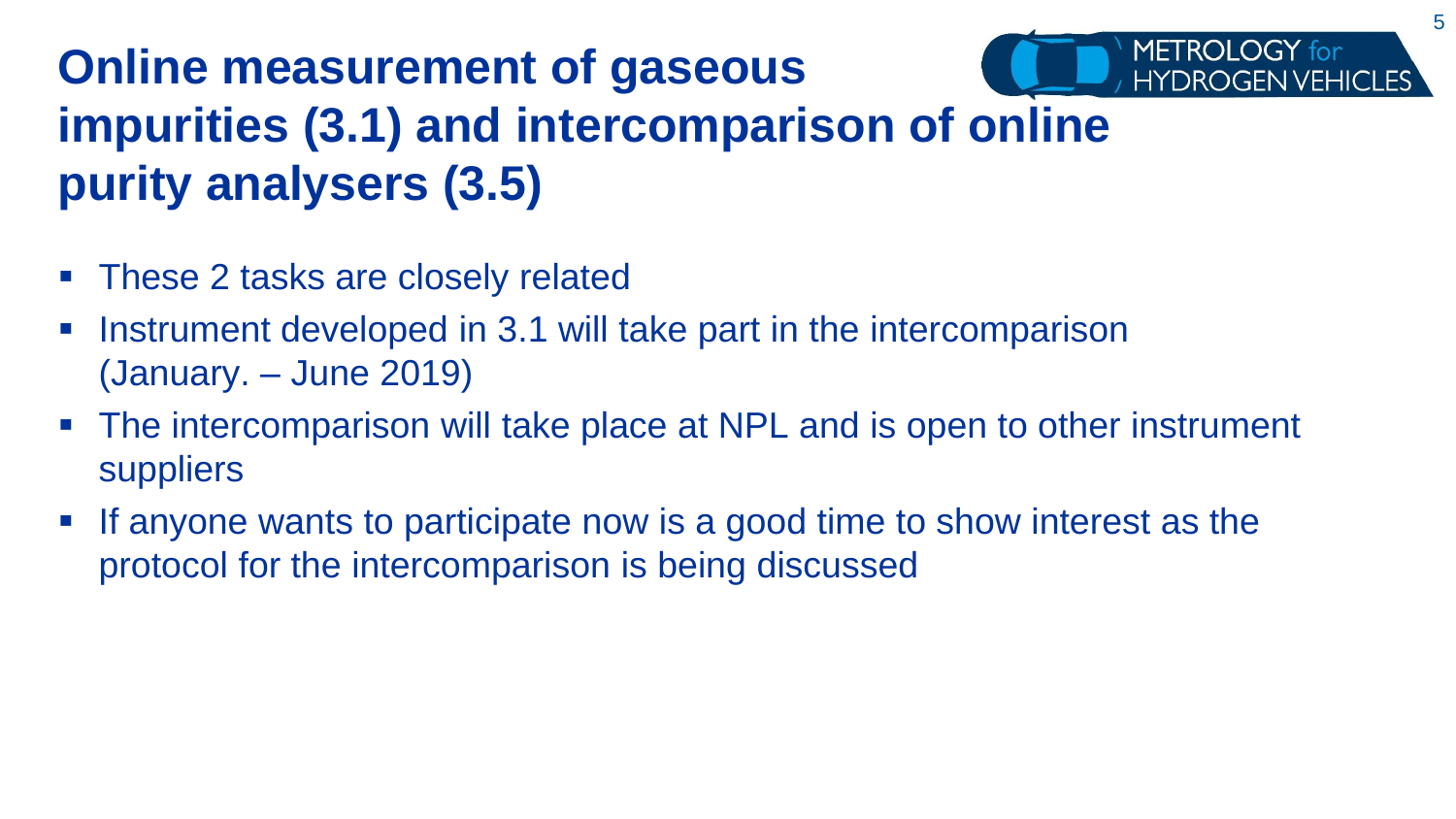# Online measurement of gaseous impurities (3.1) and intercomparison of online purity analysers (3.5)

- These 2 tasks are closely related
- Instrument developed in 3.1 will take part in the intercomparison (January. – June 2019)
- The intercomparison will take place at NPL and is open to other instrument suppliers
- If anyone wants to participate now is a good time to show interest as the protocol for the intercomparison is being discussed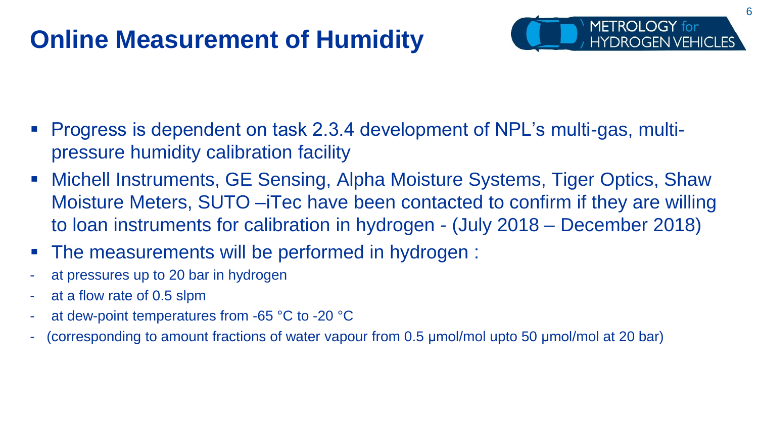# Online Measurement of Humidity

- Progress is dependent on task 2.3.4 development of NPL's multi-gas, multi-pressure humidity calibration facility
- Michell Instruments, GE Sensing, Alpha Moisture Systems, Tiger Optics, Shaw Moisture Meters, SUTO –iTec have been contacted to confirm if they are willing to loan instruments for calibration in hydrogen - (July 2018 – December 2018)
- The measurements will be performed in hydrogen :

- at pressures up to 20 bar in hydrogen
- at a flow rate of 0.5 slpm
- at dew-point temperatures from -65 °C to -20 °C
- (corresponding to amount fractions of water vapour from 0.5 µmol/mol upto 50 µmol/mol at 20 bar)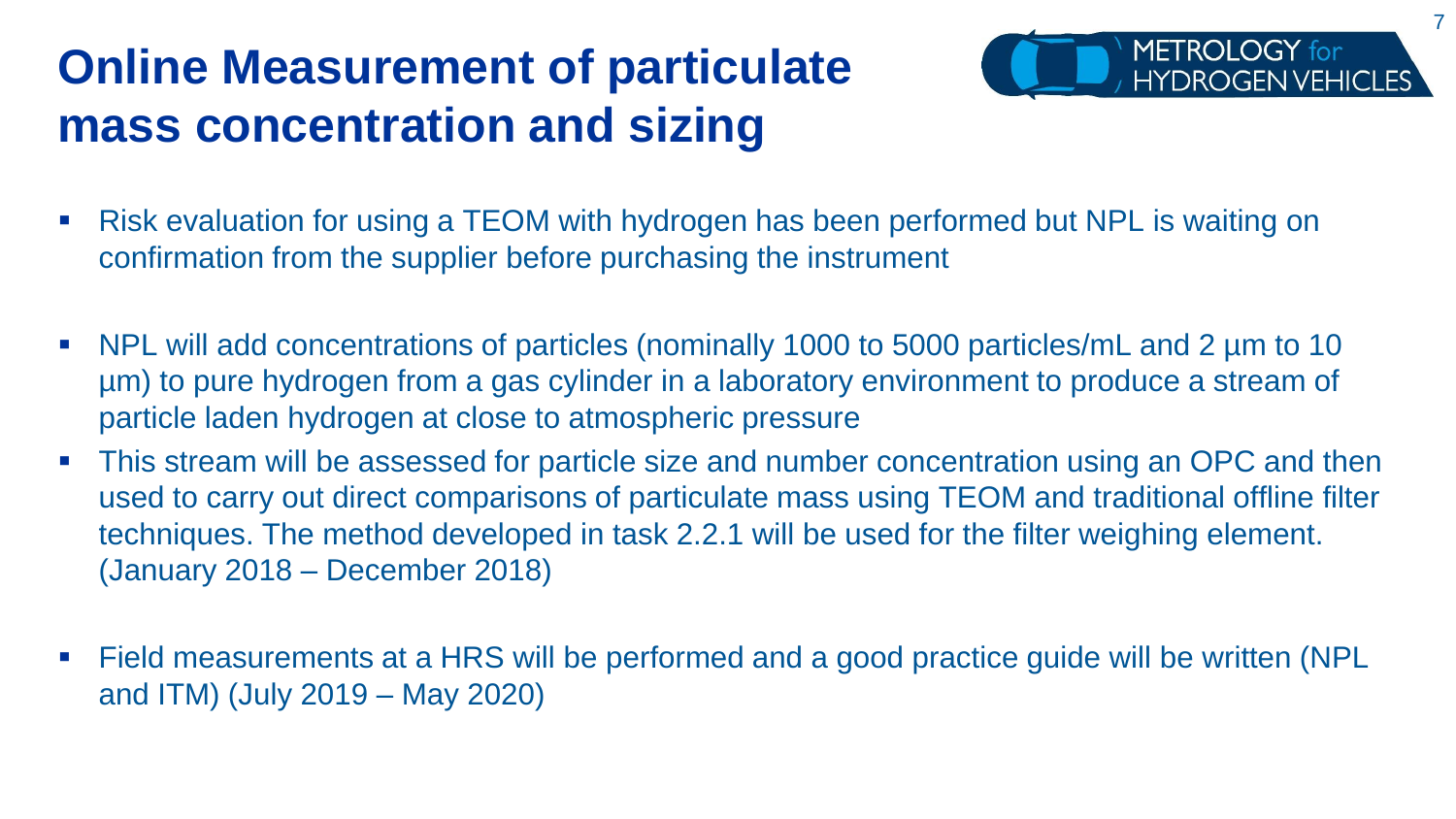# Online Measurement of particulate mass concentration and sizing

- Risk evaluation for using a TEOM with hydrogen has been performed but NPL is waiting on confirmation from the supplier before purchasing the instrument

- NPL will add concentrations of particles (nominally 1000 to 5000 particles/mL and 2 µm to 10 µm) to pure hydrogen from a gas cylinder in a laboratory environment to produce a stream of particle laden hydrogen at close to atmospheric pressure
- This stream will be assessed for particle size and number concentration using an OPC and then used to carry out direct comparisons of particulate mass using TEOM and traditional offline filter techniques. The method developed in task 2.2.1 will be used for the filter weighing element. (January 2018 – December 2018)

- Field measurements at a HRS will be performed and a good practice guide will be written (NPL and ITM) (July 2019 – May 2020)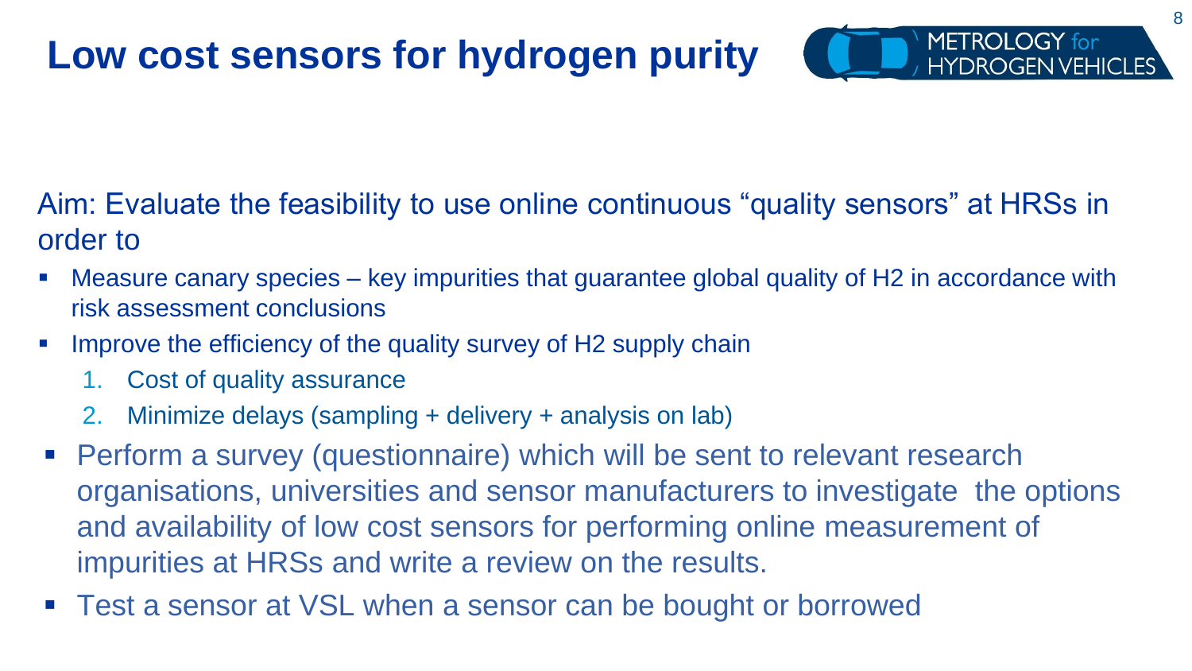# Low cost sensors for hydrogen purity

Aim: Evaluate the feasibility to use online continuous "quality sensors" at HRSs in order to

- Measure canary species – key impurities that guarantee global quality of H2 in accordance with risk assessment conclusions
- Improve the efficiency of the quality survey of H2 supply chain
  1. Cost of quality assurance
  2. Minimize delays (sampling + delivery + analysis on lab)
- Perform a survey (questionnaire) which will be sent to relevant research organisations, universities and sensor manufacturers to investigate the options and availability of low cost sensors for performing online measurement of impurities at HRSs and write a review on the results.
- Test a sensor at VSL when a sensor can be bought or borrowed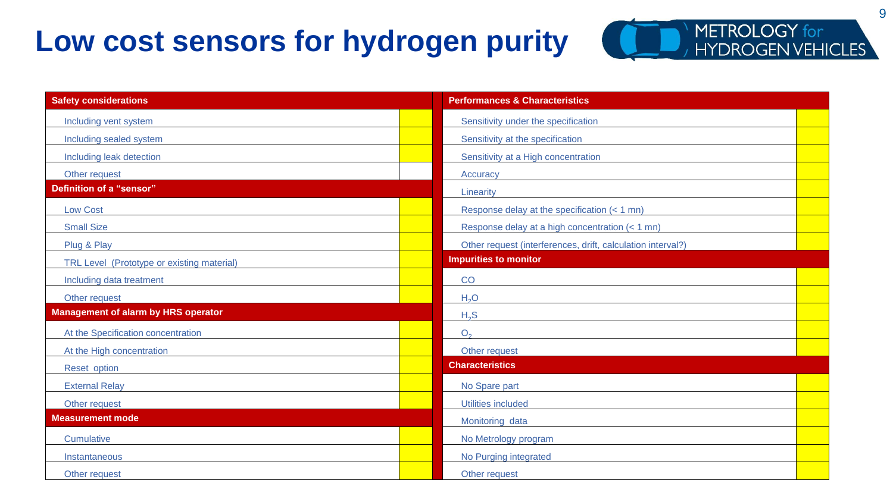# Low cost sensors for hydrogen purity

| Safety considerations | |
|---|---|
| Including vent system | |
| Including sealed system | |
| Including leak detection | |
| Other request | |
| **Definition of a "sensor"** | |
| Low Cost | |
| Small Size | |
| Plug & Play | |
| TRL Level (Prototype or existing material) | |
| Including data treatment | |
| Other request | |
| **Management of alarm by HRS operator** | |
| At the Specification concentration | |
| At the High concentration | |
| Reset option | |
| External Relay | |
| Other request | |
| **Measurement mode** | |
| Cumulative | |
| Instantaneous | |
| Other request | |

| Performances & Characteristics | |
|---|---|
| Sensitivity under the specification | |
| Sensitivity at the specification | |
| Sensitivity at a High concentration | |
| Accuracy | |
| Linearity | |
| Response delay at the specification (< 1 mn) | |
| Response delay at a high concentration (< 1 mn) | |
| Other request (interferences, drift, calculation interval?) | |
| **Impurities to monitor** | |
| CO | |
| $H_2O$ | |
| $H_2S$ | |
| $O_2$ | |
| Other request | |
| **Characteristics** | |
| No Spare part | |
| Utilities included | |
| Monitoring data | |
| No Metrology program | |
| No Purging integrated | |
| Other request | |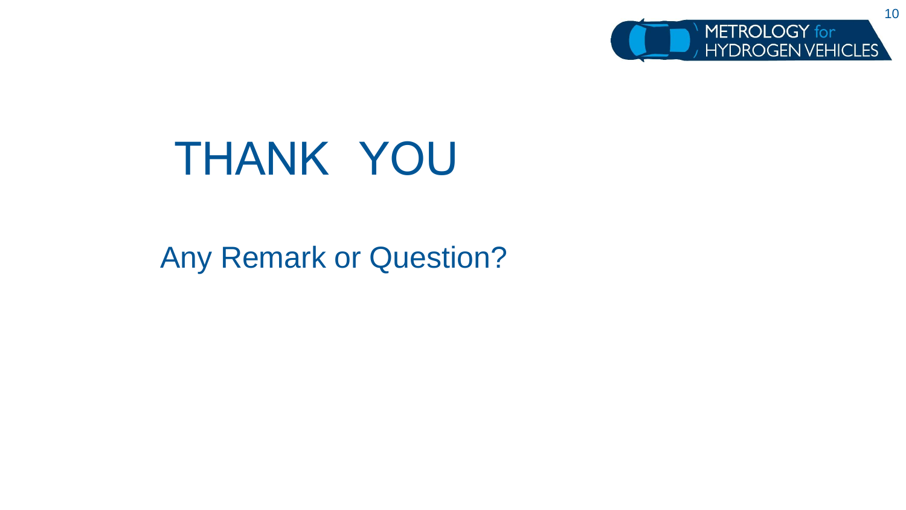# THANK YOU

Any Remark or Question?